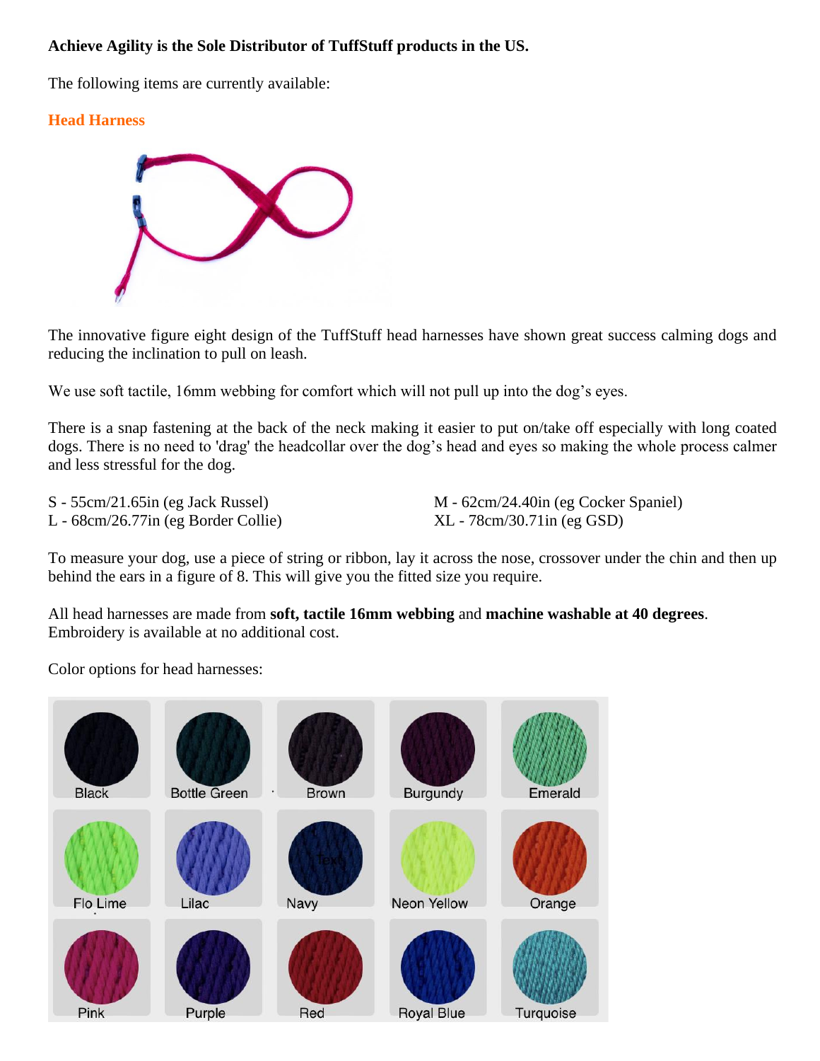**Achieve Agility is the Sole Distributor of TuffStuff products in the US.**

The following items are currently available:

## Head Harness

The innovative figure eight design of the TuffStuff head harnesses have shown great success calming dogs and reducing the inclination to pull on leash.

We use soft tactile, 16mm webbing for comfort which will not pull up into the dog's eyes.

There is a snap fastening at the back of the neck making it easier to put on/take off especially with long coated dogs. There is no need to 'drag' the headcollar over the dog's head and eyes so making the whole process calmer and less stressful for the dog.

S - 55cm/21.65in (eg Jack Russel)
M - 62cm/24.40in (eg Cocker Spaniel)
L - 68cm/26.77in (eg Border Collie)
XL - 78cm/30.71in (eg GSD)

To measure your dog, use a piece of string or ribbon, lay it across the nose, crossover under the chin and then up behind the ears in a figure of 8. This will give you the fitted size you require.

All head harnesses are made from **soft, tactile 16mm webbing** and **machine washable at 40 degrees**.
Embroidery is available at no additional cost.

Color options for head harnesses:

| | | | | |
|---|---|---|---|---|
| Black | Bottle Green | Brown | Burgundy | Emerald |
| Flo Lime | Lilac | Navy | Neon Yellow | Orange |
| Pink | Purple | Red | Royal Blue | Turquoise |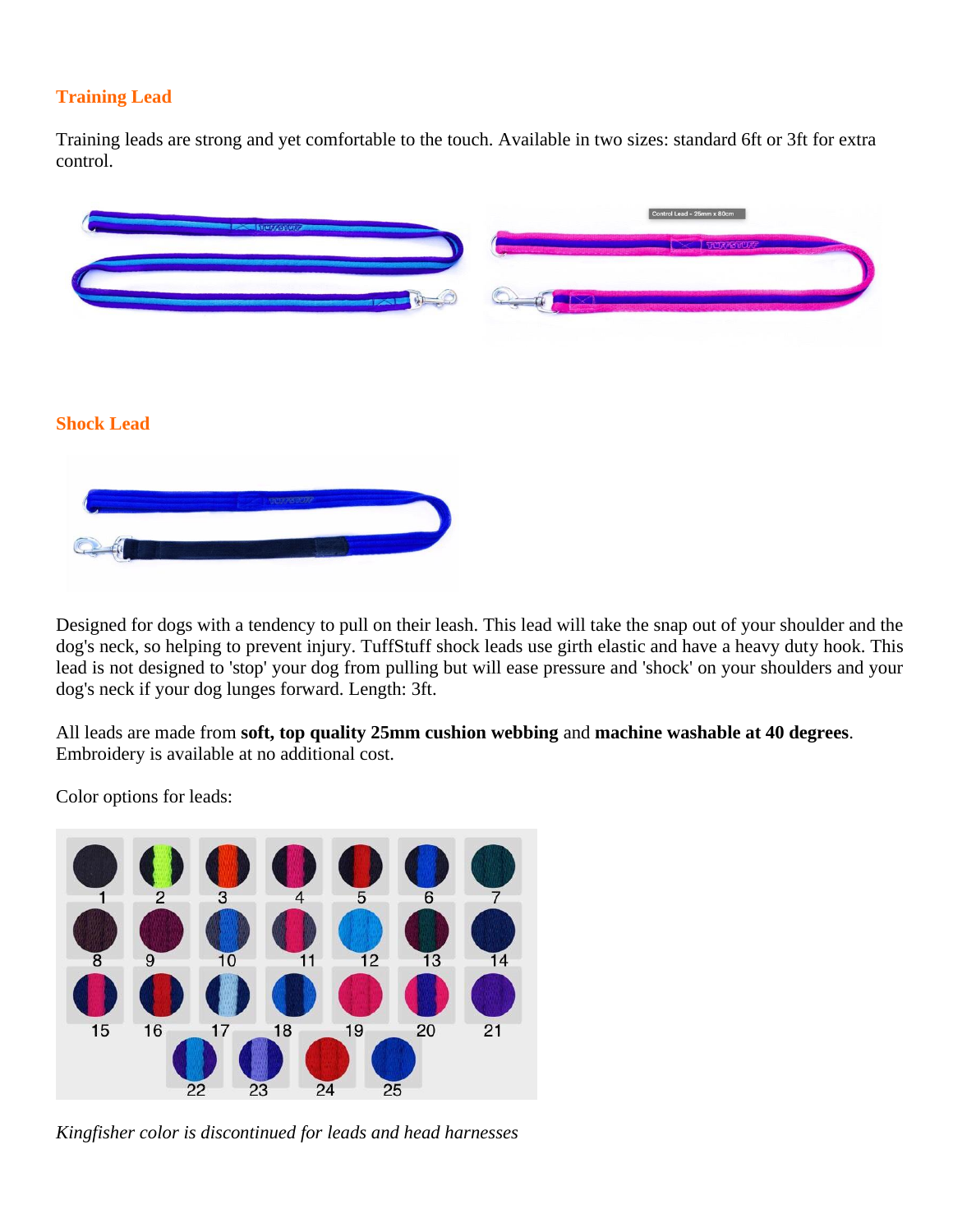## Training Lead

Training leads are strong and yet comfortable to the touch. Available in two sizes: standard 6ft or 3ft for extra control.

## Shock Lead

Designed for dogs with a tendency to pull on their leash. This lead will take the snap out of your shoulder and the dog's neck, so helping to prevent injury. TuffStuff shock leads use girth elastic and have a heavy duty hook. This lead is not designed to 'stop' your dog from pulling but will ease pressure and 'shock' on your shoulders and your dog's neck if your dog lunges forward. Length: 3ft.

All leads are made from **soft, top quality 25mm cushion webbing** and **machine washable at 40 degrees**. Embroidery is available at no additional cost.

Color options for leads:

*Kingfisher color is discontinued for leads and head harnesses*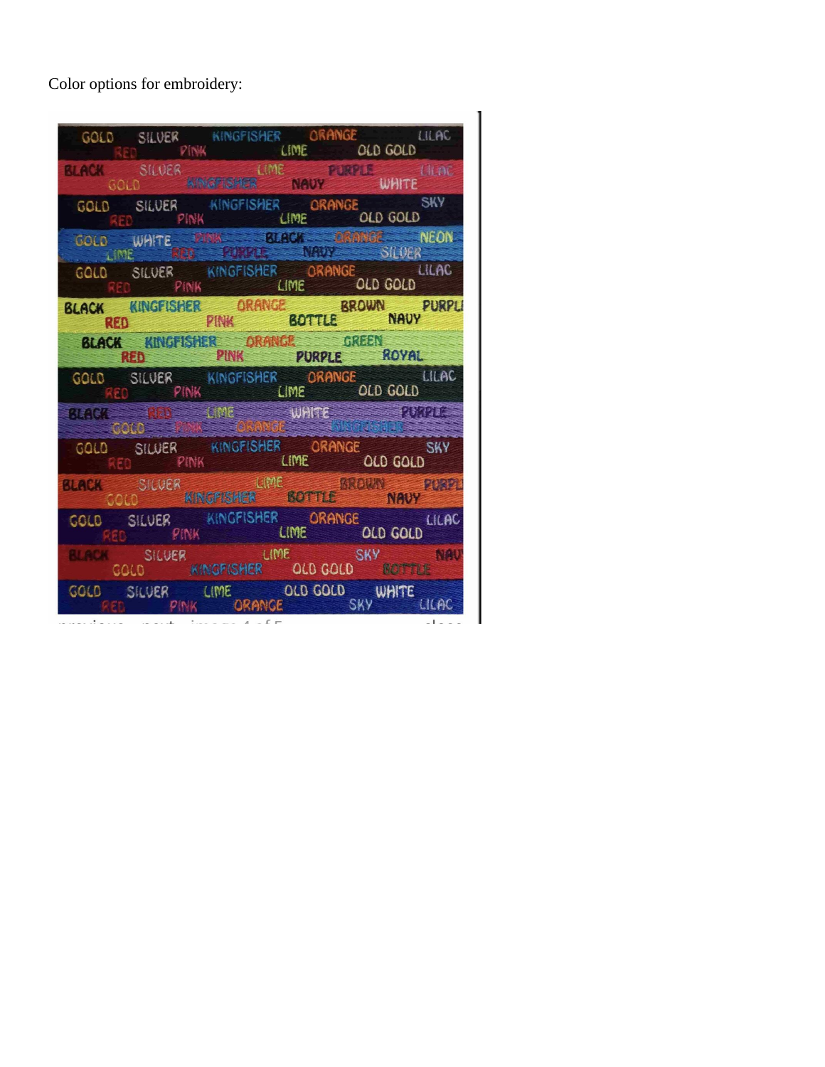Color options for embroidery: